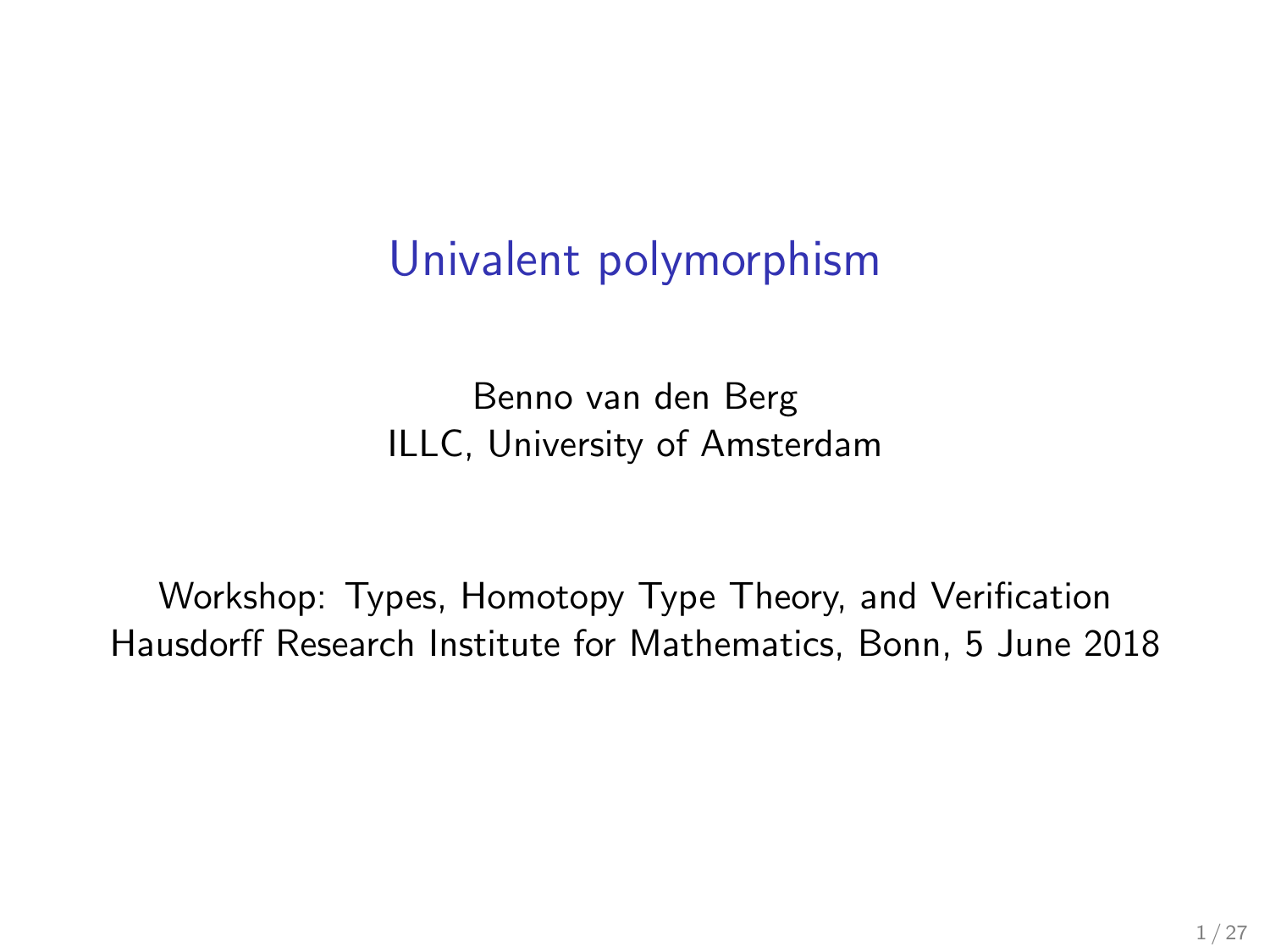# Univalent polymorphism

Benno van den Berg
ILLC, University of Amsterdam

Workshop: Types, Homotopy Type Theory, and Verification
Hausdorff Research Institute for Mathematics, Bonn, 5 June 2018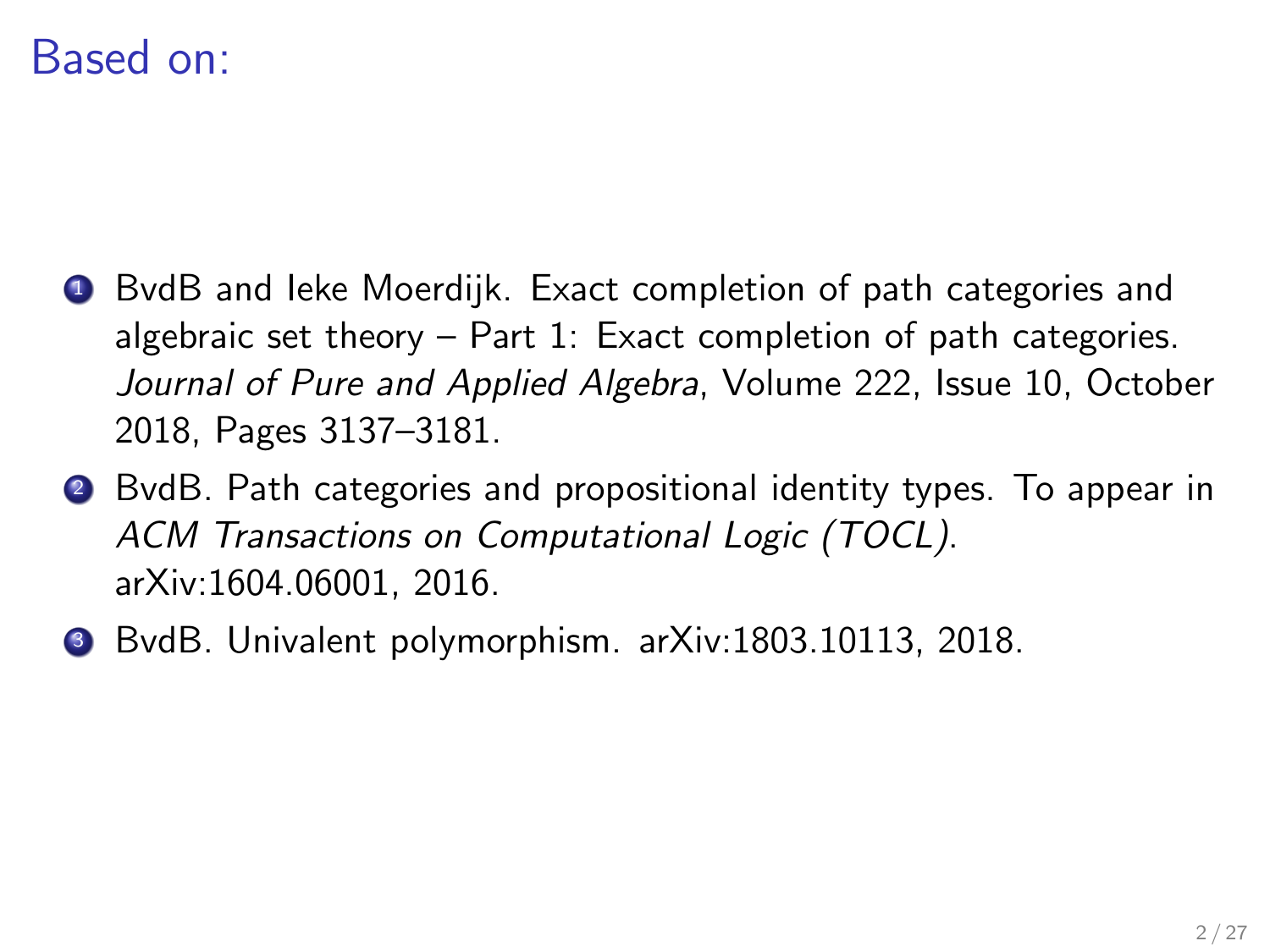# Based on:

1. BvdB and Ieke Moerdijk. Exact completion of path categories and algebraic set theory – Part 1: Exact completion of path categories. *Journal of Pure and Applied Algebra*, Volume 222, Issue 10, October 2018, Pages 3137–3181.
2. BvdB. Path categories and propositional identity types. To appear in *ACM Transactions on Computational Logic (TOCL)*. arXiv:1604.06001, 2016.
3. BvdB. Univalent polymorphism. arXiv:1803.10113, 2018.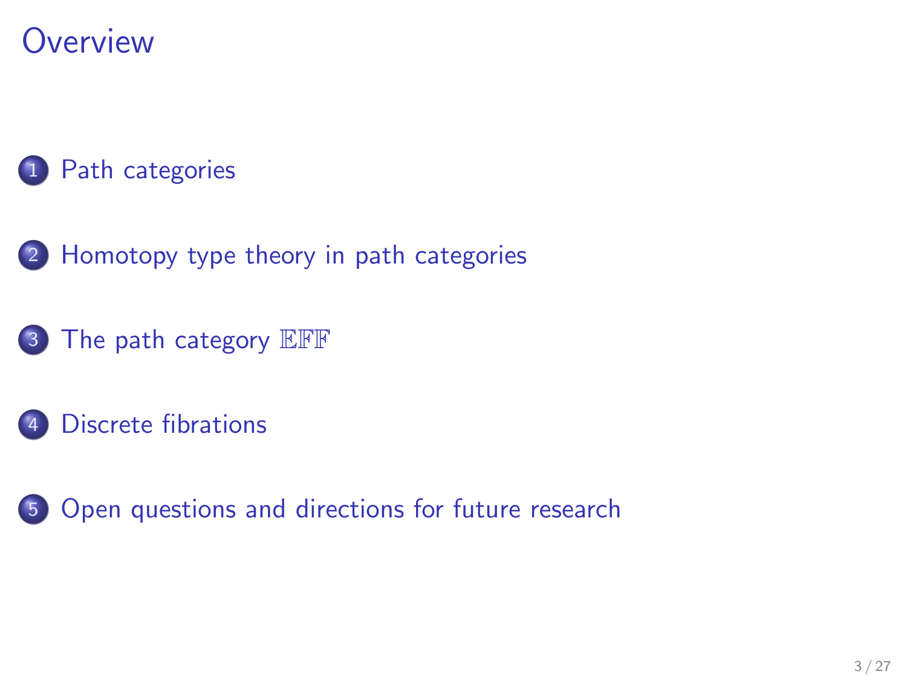# Overview

1. Path categories
2. Homotopy type theory in path categories
3. The path category $\mathbb{EFF}$
4. Discrete fibrations
5. Open questions and directions for future research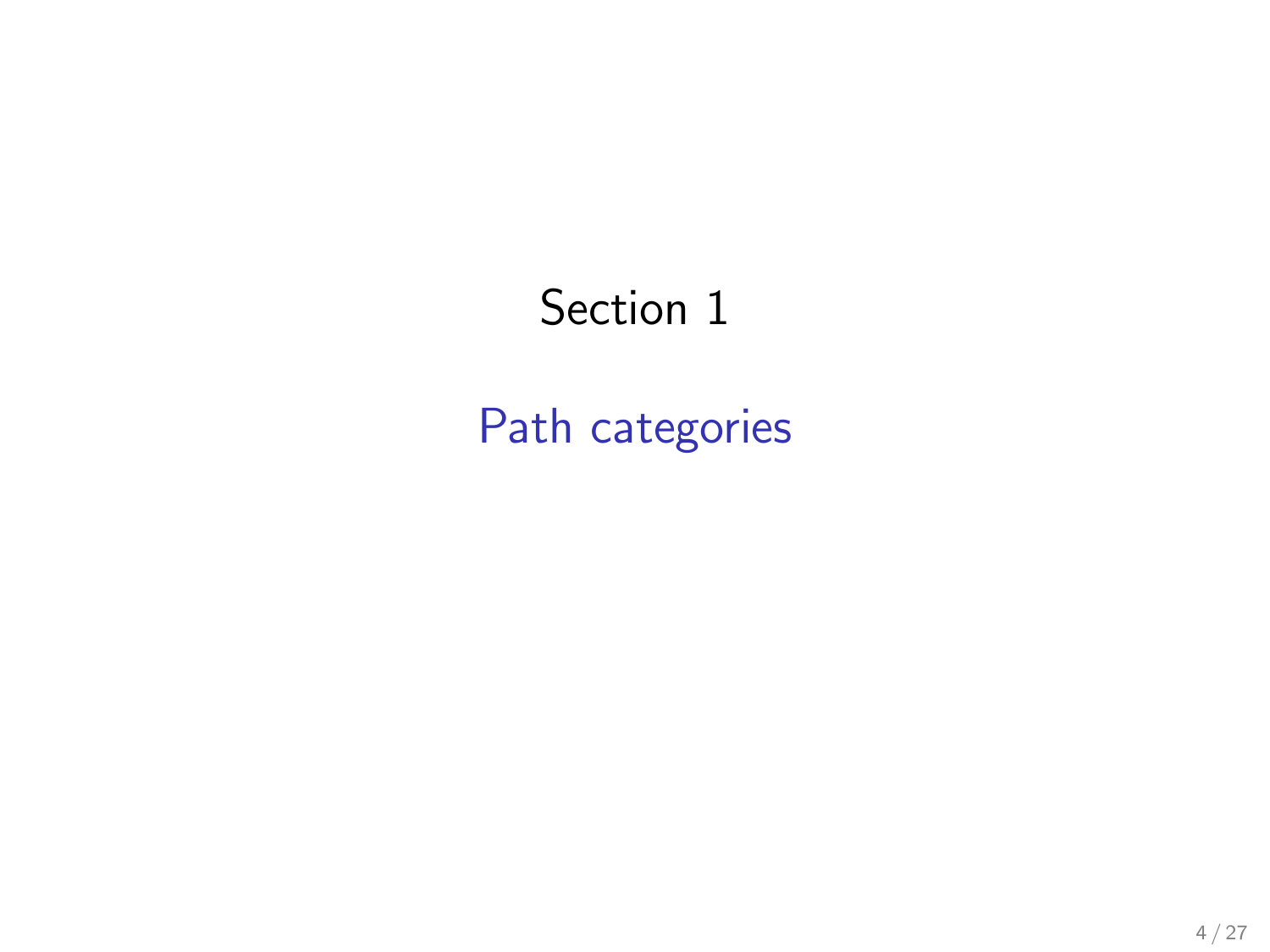# Section 1

## Path categories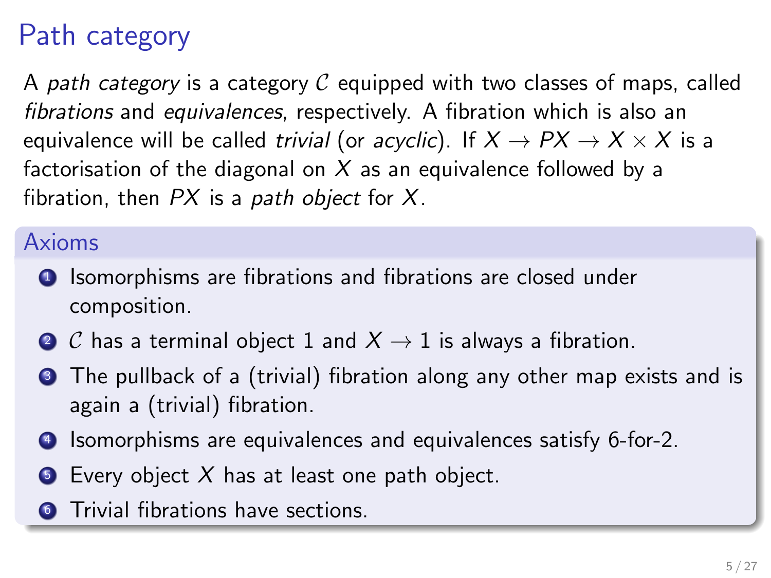# Path category

A *path category* is a category $\mathcal{C}$ equipped with two classes of maps, called *fibrations* and *equivalences*, respectively. A fibration which is also an equivalence will be called *trivial* (or *acyclic*). If $X \to PX \to X \times X$ is a factorisation of the diagonal on $X$ as an equivalence followed by a fibration, then $PX$ is a *path object* for $X$.

## Axioms

1. Isomorphisms are fibrations and fibrations are closed under composition.
2. $\mathcal{C}$ has a terminal object $1$ and $X \to 1$ is always a fibration.
3. The pullback of a (trivial) fibration along any other map exists and is again a (trivial) fibration.
4. Isomorphisms are equivalences and equivalences satisfy 6-for-2.
5. Every object $X$ has at least one path object.
6. Trivial fibrations have sections.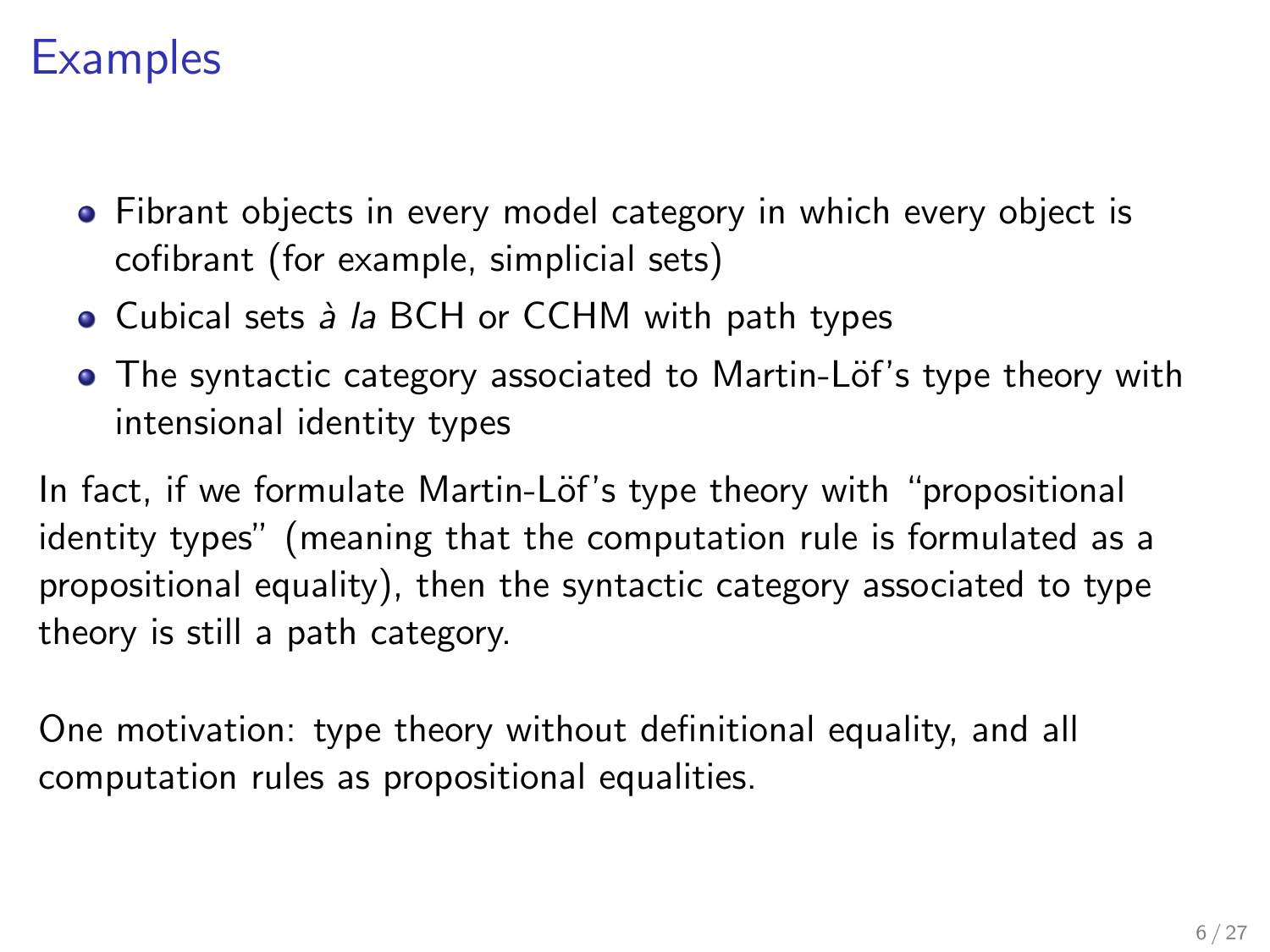# Examples

- Fibrant objects in every model category in which every object is cofibrant (for example, simplicial sets)
- Cubical sets *à la* BCH or CCHM with path types
- The syntactic category associated to Martin-Löf's type theory with intensional identity types

In fact, if we formulate Martin-Löf's type theory with "propositional identity types" (meaning that the computation rule is formulated as a propositional equality), then the syntactic category associated to type theory is still a path category.

One motivation: type theory without definitional equality, and all computation rules as propositional equalities.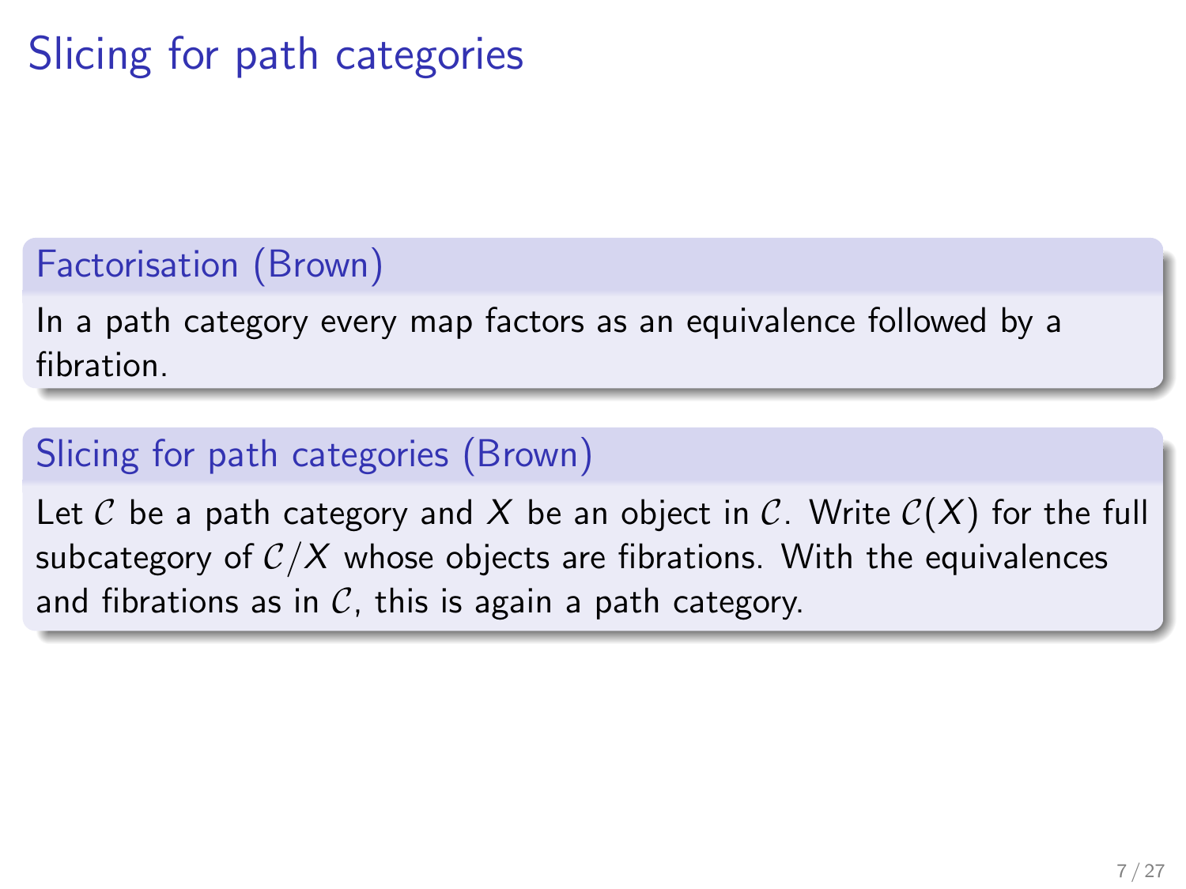# Slicing for path categories

### Factorisation (Brown)

In a path category every map factors as an equivalence followed by a fibration.

### Slicing for path categories (Brown)

Let $\mathcal{C}$ be a path category and $X$ be an object in $\mathcal{C}$. Write $\mathcal{C}(X)$ for the full subcategory of $\mathcal{C}/X$ whose objects are fibrations. With the equivalences and fibrations as in $\mathcal{C}$, this is again a path category.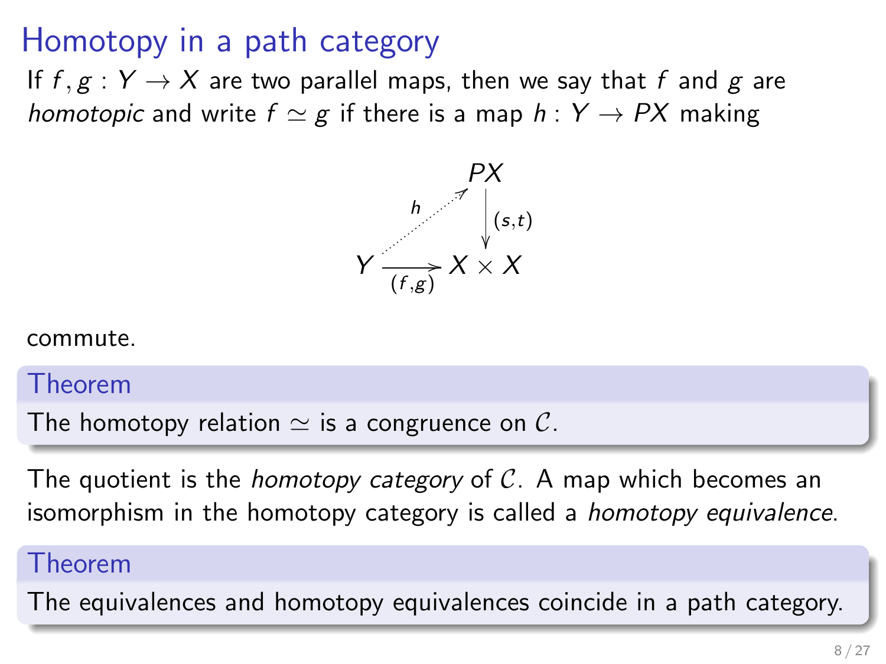# Homotopy in a path category

If $f, g : Y \to X$ are two parallel maps, then we say that $f$ and $g$ are *homotopic* and write $f \simeq g$ if there is a map $h : Y \to PX$ making

$$\begin{array}{ccc} & & PX \\ & \overset{h}{\nearrow} & \downarrow{\scriptstyle (s,t)} \\ Y & \xrightarrow[(f,g)]{} & X \times X \end{array}$$

commute.

**Theorem**

The homotopy relation $\simeq$ is a congruence on $\mathcal{C}$.

The quotient is the *homotopy category* of $\mathcal{C}$. A map which becomes an isomorphism in the homotopy category is called a *homotopy equivalence*.

**Theorem**

The equivalences and homotopy equivalences coincide in a path category.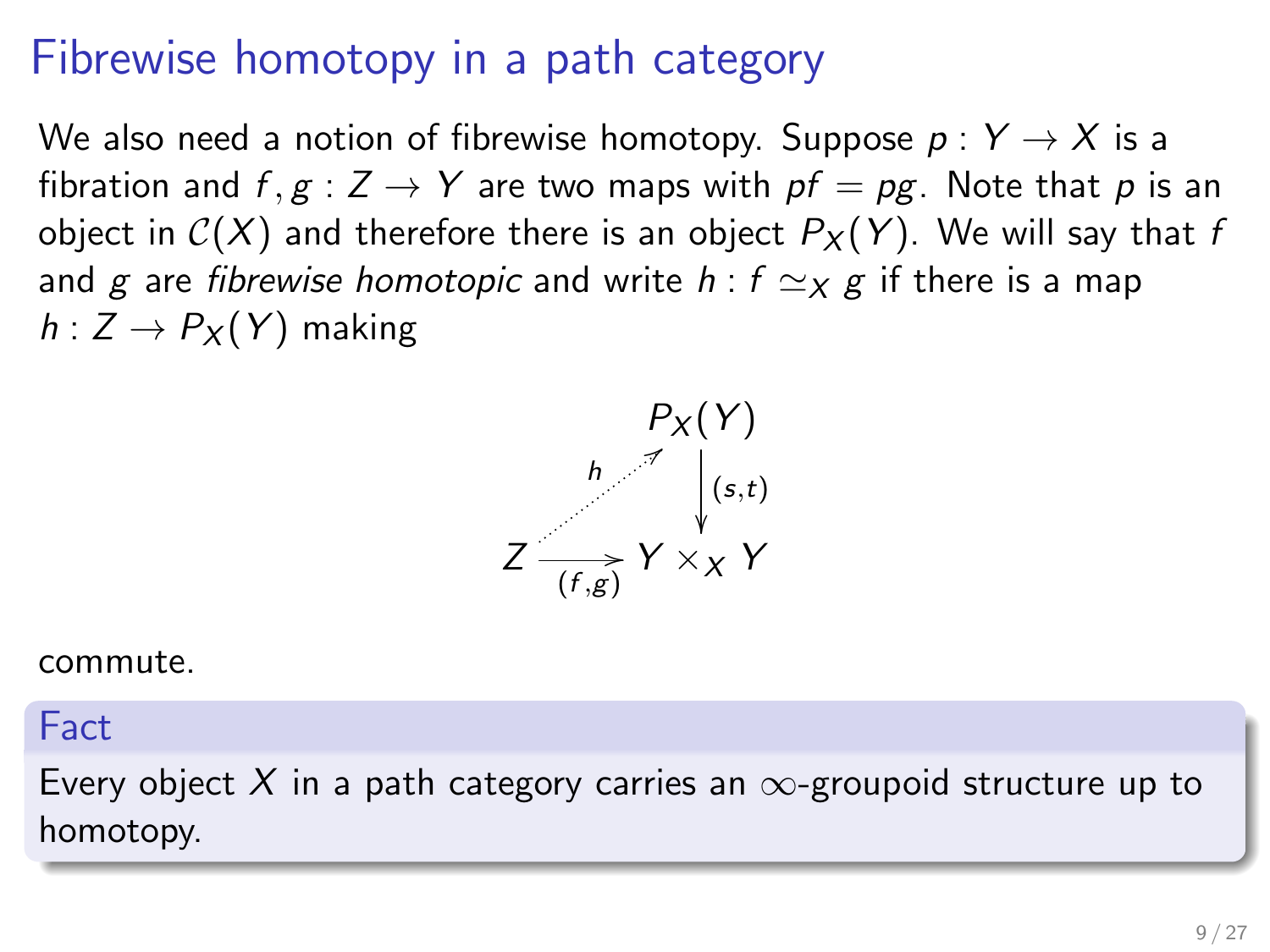# Fibrewise homotopy in a path category

We also need a notion of fibrewise homotopy. Suppose $p : Y \to X$ is a fibration and $f, g : Z \to Y$ are two maps with $pf = pg$. Note that $p$ is an object in $\mathcal{C}(X)$ and therefore there is an object $P_X(Y)$. We will say that $f$ and $g$ are *fibrewise homotopic* and write $h : f \simeq_X g$ if there is a map $h : Z \to P_X(Y)$ making

$$\begin{array}{ccc} & & P_X(Y) \\ & \overset{h}{\nearrow} & \downarrow{\scriptstyle (s,t)} \\ Z & \xrightarrow[(f,g)]{} & Y \times_X Y \end{array}$$

commute.

**Fact**

Every object $X$ in a path category carries an $\infty$-groupoid structure up to homotopy.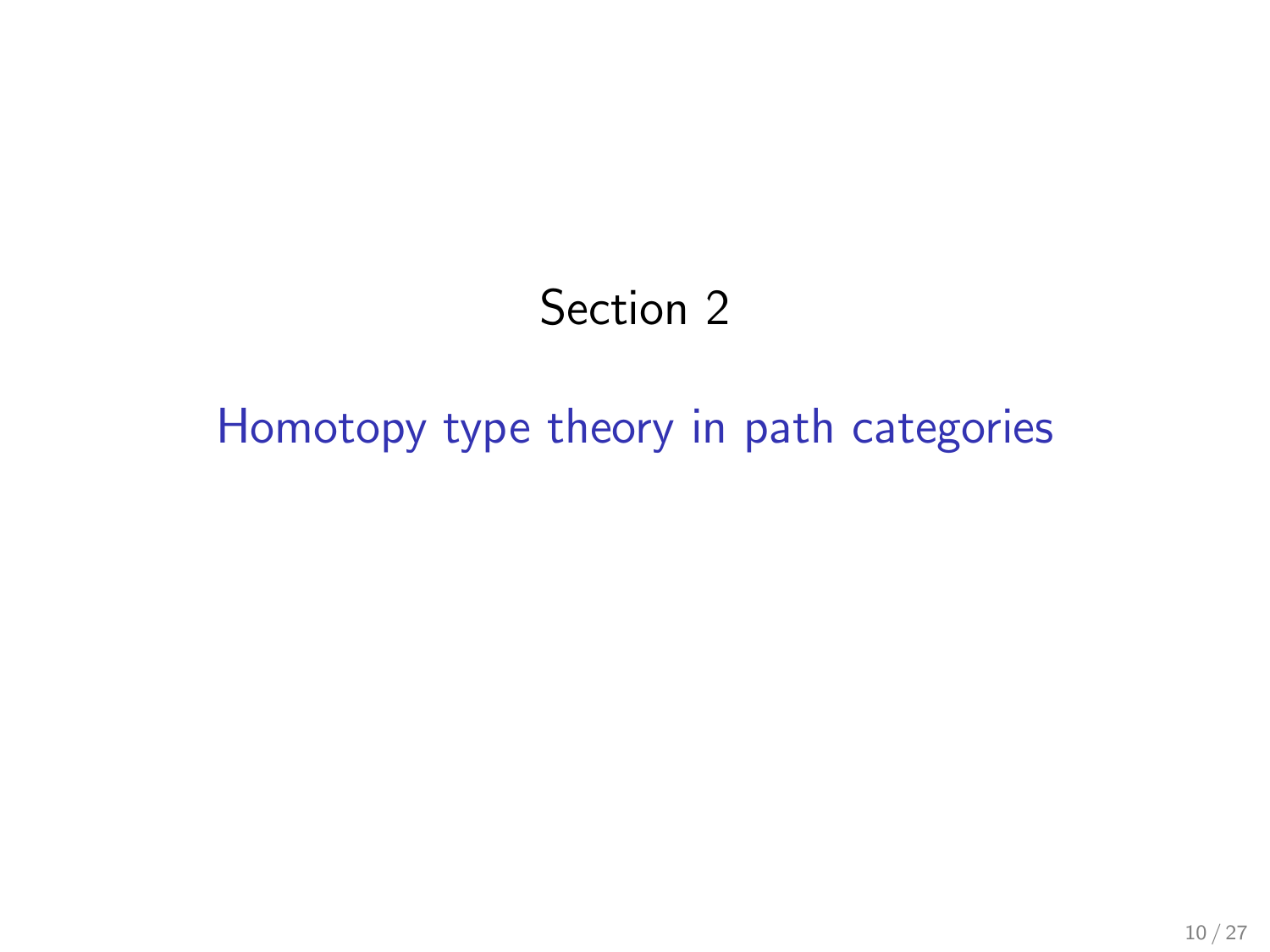# Section 2

## Homotopy type theory in path categories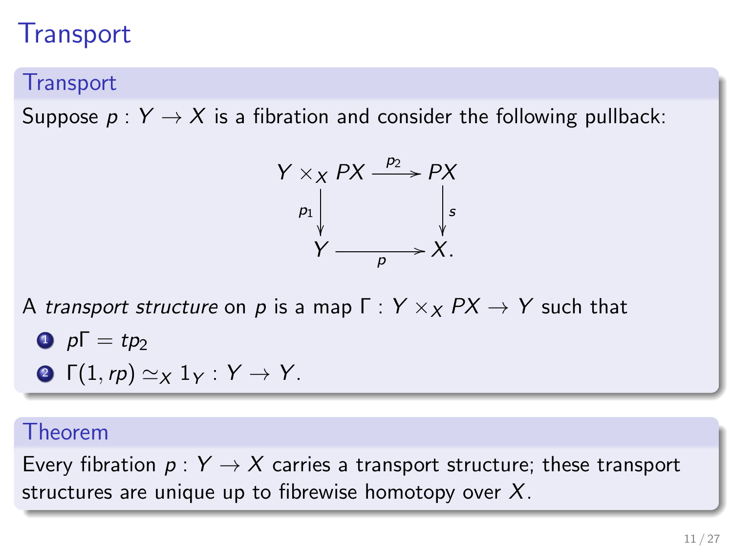# Transport

## Transport

Suppose $p : Y \to X$ is a fibration and consider the following pullback:

$$
\begin{array}{ccc}
Y \times_X PX & \xrightarrow{p_2} & PX \\
{\scriptstyle p_1}\downarrow & & \downarrow{\scriptstyle s} \\
Y & \xrightarrow[p]{} & X.
\end{array}
$$

A *transport structure* on $p$ is a map $\Gamma : Y \times_X PX \to Y$ such that

1. $p\Gamma = tp_2$
2. $\Gamma(1, rp) \simeq_X 1_Y : Y \to Y$.

## Theorem

Every fibration $p : Y \to X$ carries a transport structure; these transport structures are unique up to fibrewise homotopy over $X$.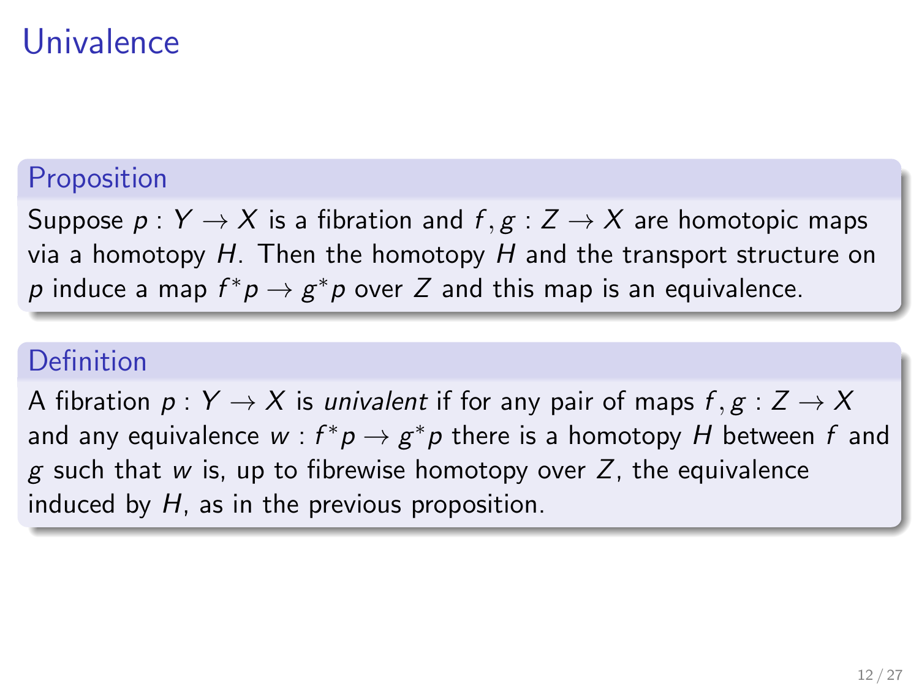# Univalence

### Proposition

Suppose $p : Y \to X$ is a fibration and $f, g : Z \to X$ are homotopic maps via a homotopy $H$. Then the homotopy $H$ and the transport structure on $p$ induce a map $f^*p \to g^*p$ over $Z$ and this map is an equivalence.

### Definition

A fibration $p : Y \to X$ is *univalent* if for any pair of maps $f, g : Z \to X$ and any equivalence $w : f^*p \to g^*p$ there is a homotopy $H$ between $f$ and $g$ such that $w$ is, up to fibrewise homotopy over $Z$, the equivalence induced by $H$, as in the previous proposition.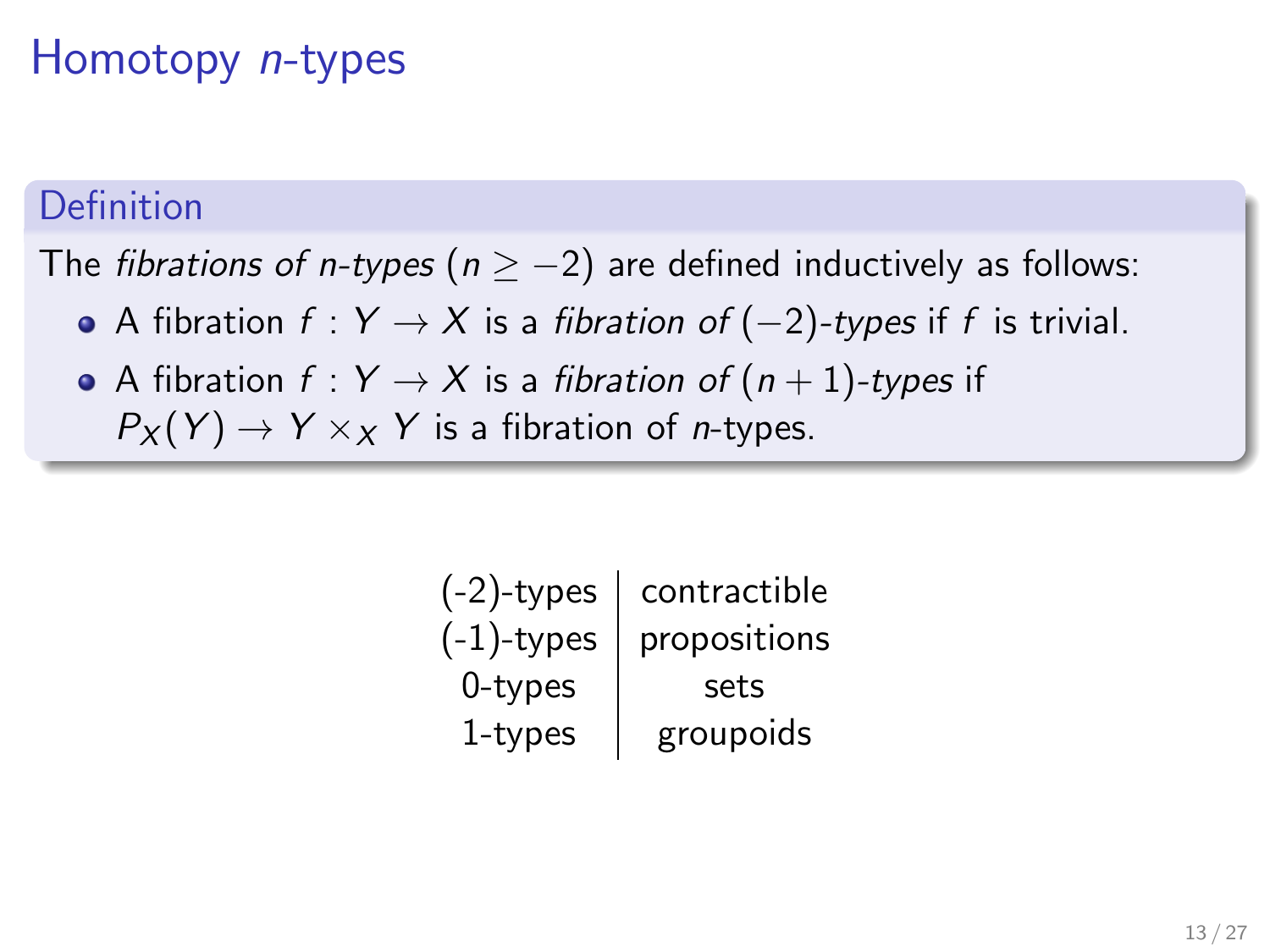# Homotopy $n$-types

**Definition**

The *fibrations of n-types* ($n \geq -2$) are defined inductively as follows:

- A fibration $f : Y \to X$ is a *fibration of* $(-2)$*-types* if $f$ is trivial.
- A fibration $f : Y \to X$ is a *fibration of* $(n+1)$*-types* if $P_X(Y) \to Y \times_X Y$ is a fibration of $n$-types.

| | |
|---|---|
| (-2)-types | contractible |
| (-1)-types | propositions |
| 0-types | sets |
| 1-types | groupoids |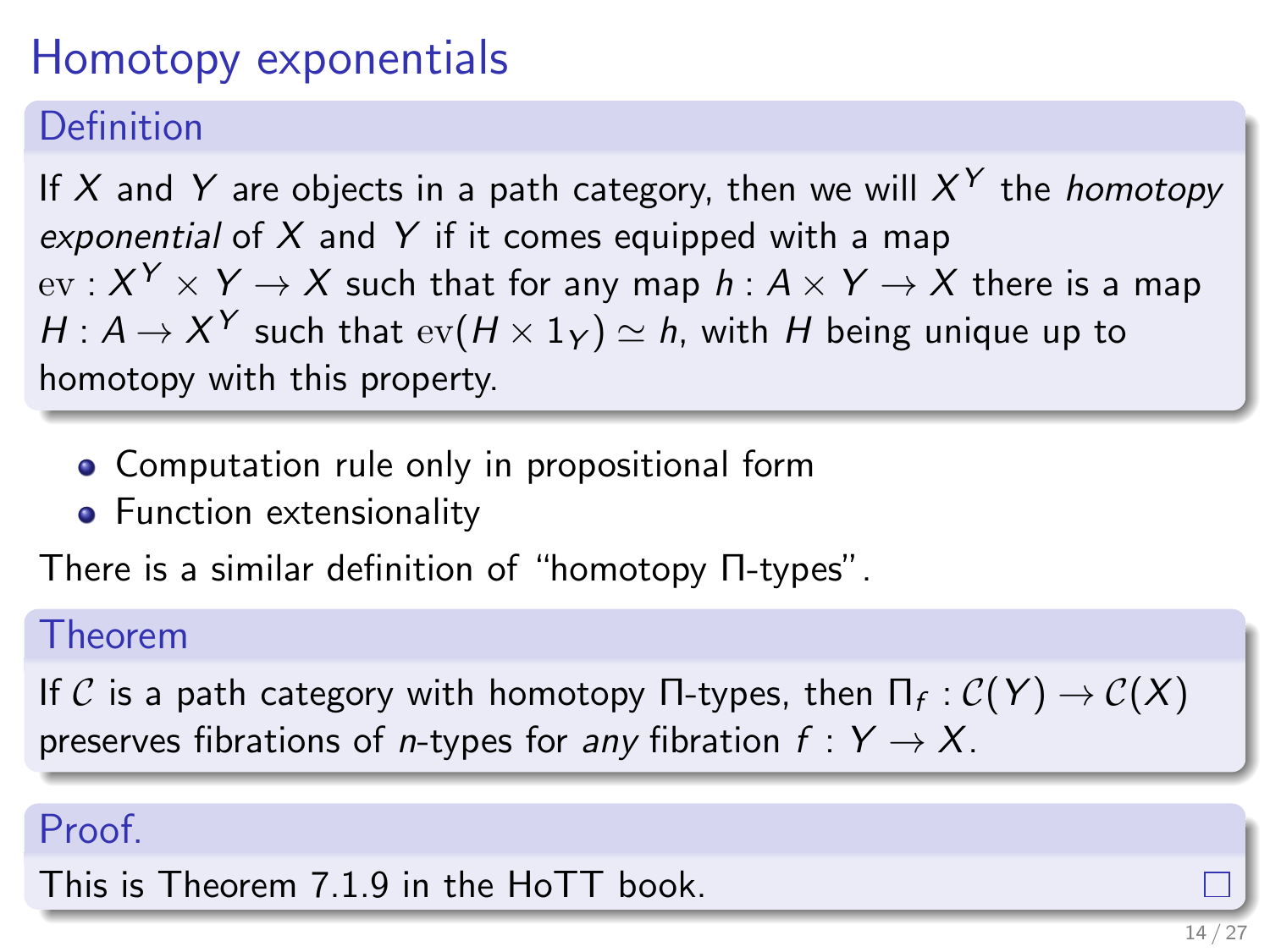# Homotopy exponentials

**Definition**

If $X$ and $Y$ are objects in a path category, then we will $X^Y$ the *homotopy exponential* of $X$ and $Y$ if it comes equipped with a map $\mathrm{ev} : X^Y \times Y \to X$ such that for any map $h : A \times Y \to X$ there is a map $H : A \to X^Y$ such that $\mathrm{ev}(H \times 1_Y) \simeq h$, with $H$ being unique up to homotopy with this property.

- Computation rule only in propositional form
- Function extensionality

There is a similar definition of "homotopy Π-types".

**Theorem**

If $\mathcal{C}$ is a path category with homotopy Π-types, then $\Pi_f : \mathcal{C}(Y) \to \mathcal{C}(X)$ preserves fibrations of $n$-types for *any* fibration $f : Y \to X$.

**Proof.**

This is Theorem 7.1.9 in the HoTT book. □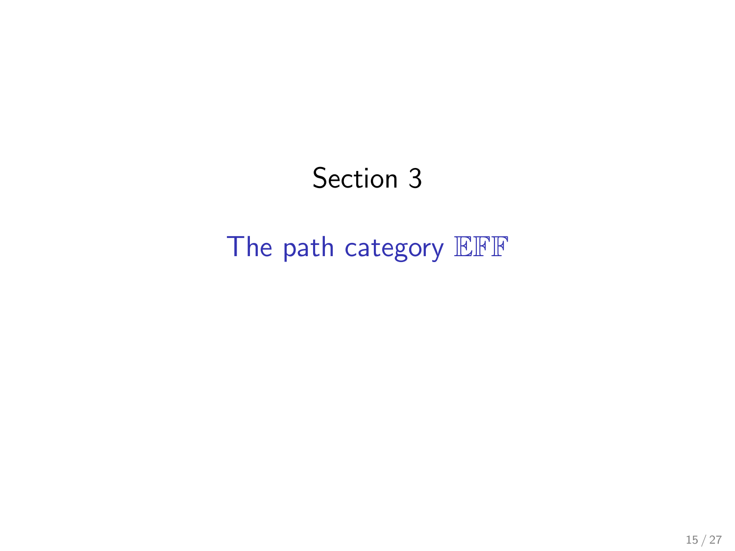# Section 3

## The path category $\mathbb{EFF}$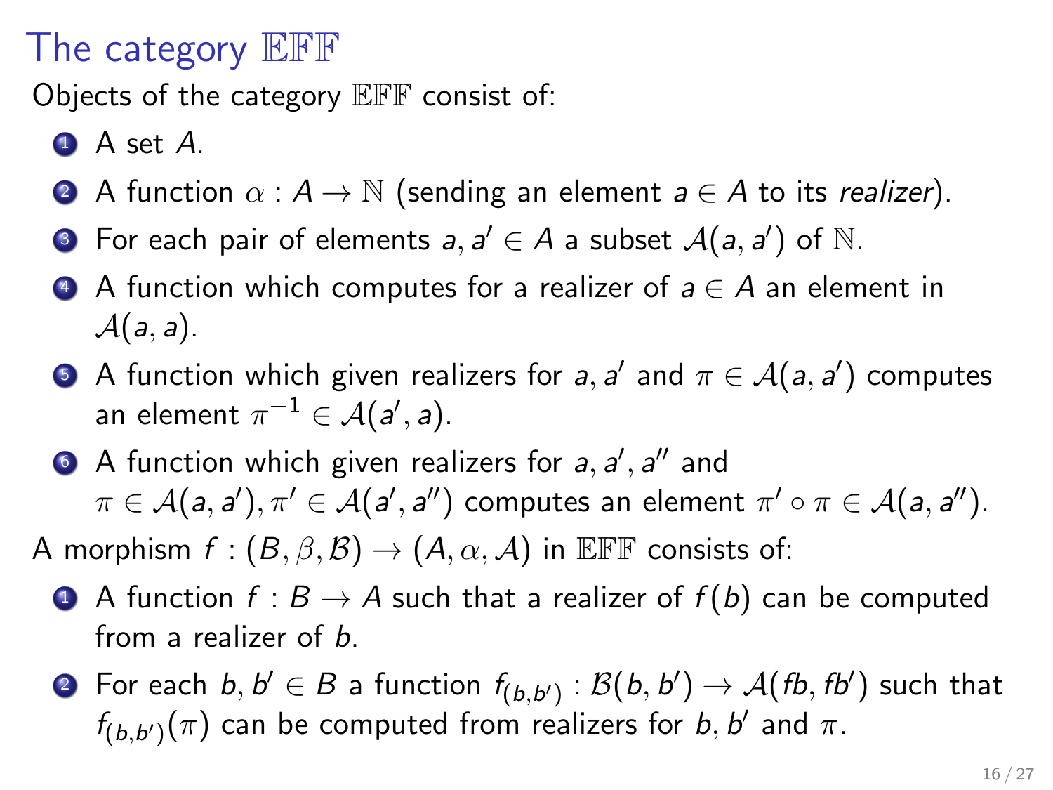# The category $\mathbb{EFF}$

Objects of the category $\mathbb{EFF}$ consist of:

1. A set $A$.
2. A function $\alpha : A \to \mathbb{N}$ (sending an element $a \in A$ to its *realizer*).
3. For each pair of elements $a, a' \in A$ a subset $\mathcal{A}(a, a')$ of $\mathbb{N}$.
4. A function which computes for a realizer of $a \in A$ an element in $\mathcal{A}(a, a)$.
5. A function which given realizers for $a, a'$ and $\pi \in \mathcal{A}(a, a')$ computes an element $\pi^{-1} \in \mathcal{A}(a', a)$.
6. A function which given realizers for $a, a', a''$ and $\pi \in \mathcal{A}(a, a'), \pi' \in \mathcal{A}(a', a'')$ computes an element $\pi' \circ \pi \in \mathcal{A}(a, a'')$.

A morphism $f : (B, \beta, \mathcal{B}) \to (A, \alpha, \mathcal{A})$ in $\mathbb{EFF}$ consists of:

1. A function $f : B \to A$ such that a realizer of $f(b)$ can be computed from a realizer of $b$.
2. For each $b, b' \in B$ a function $f_{(b,b')} : \mathcal{B}(b, b') \to \mathcal{A}(fb, fb')$ such that $f_{(b,b')}(\pi)$ can be computed from realizers for $b, b'$ and $\pi$.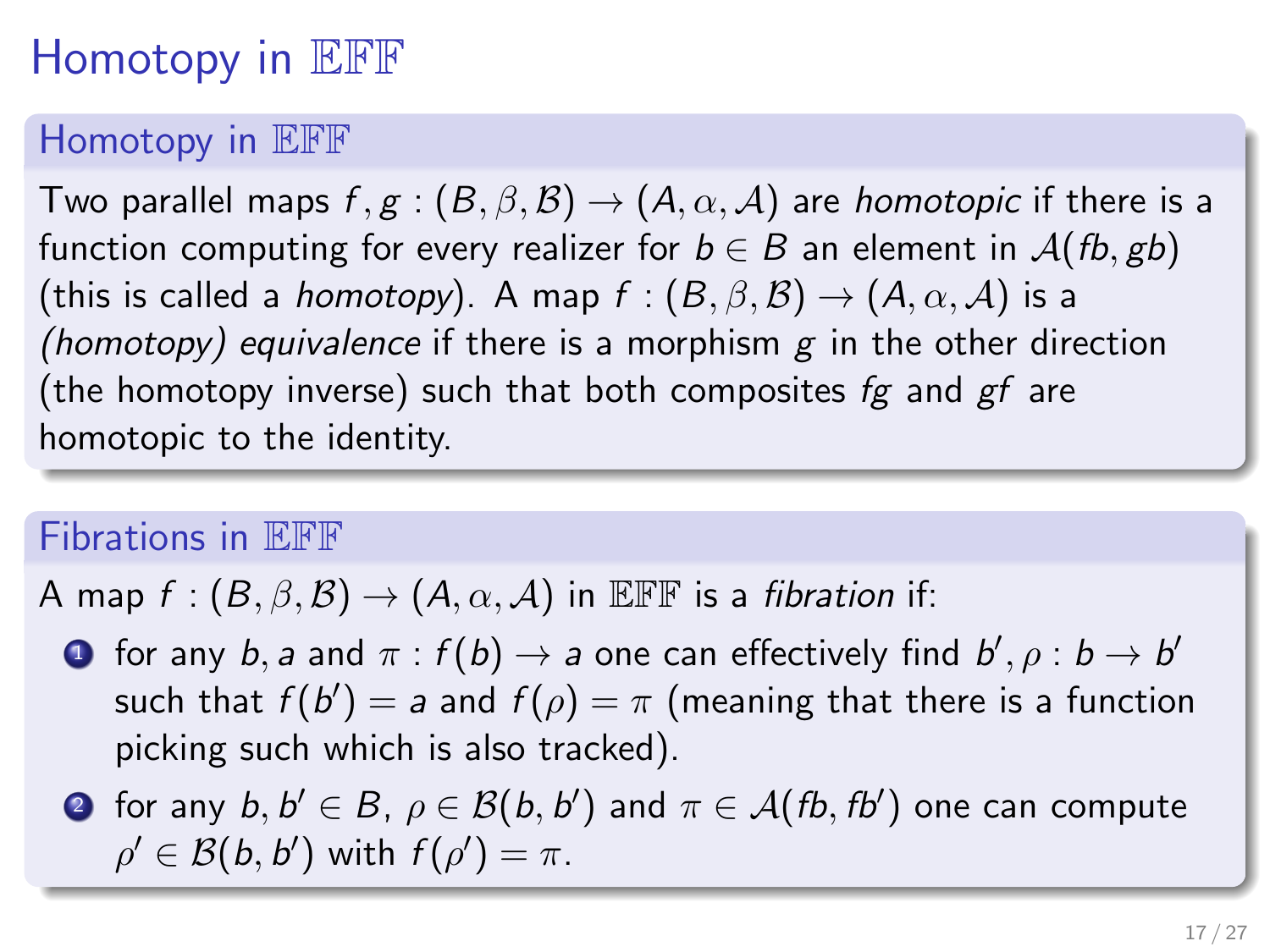# Homotopy in $\mathbb{EFF}$

## Homotopy in $\mathbb{EFF}$

Two parallel maps $f, g : (B, \beta, \mathcal{B}) \to (A, \alpha, \mathcal{A})$ are *homotopic* if there is a function computing for every realizer for $b \in B$ an element in $\mathcal{A}(fb, gb)$ (this is called a *homotopy*). A map $f : (B, \beta, \mathcal{B}) \to (A, \alpha, \mathcal{A})$ is a *(homotopy) equivalence* if there is a morphism $g$ in the other direction (the homotopy inverse) such that both composites $fg$ and $gf$ are homotopic to the identity.

## Fibrations in $\mathbb{EFF}$

A map $f : (B, \beta, \mathcal{B}) \to (A, \alpha, \mathcal{A})$ in $\mathbb{EFF}$ is a *fibration* if:

1. for any $b, a$ and $\pi : f(b) \to a$ one can effectively find $b', \rho : b \to b'$ such that $f(b') = a$ and $f(\rho) = \pi$ (meaning that there is a function picking such which is also tracked).
2. for any $b, b' \in B$, $\rho \in \mathcal{B}(b, b')$ and $\pi \in \mathcal{A}(fb, fb')$ one can compute $\rho' \in \mathcal{B}(b, b')$ with $f(\rho') = \pi$.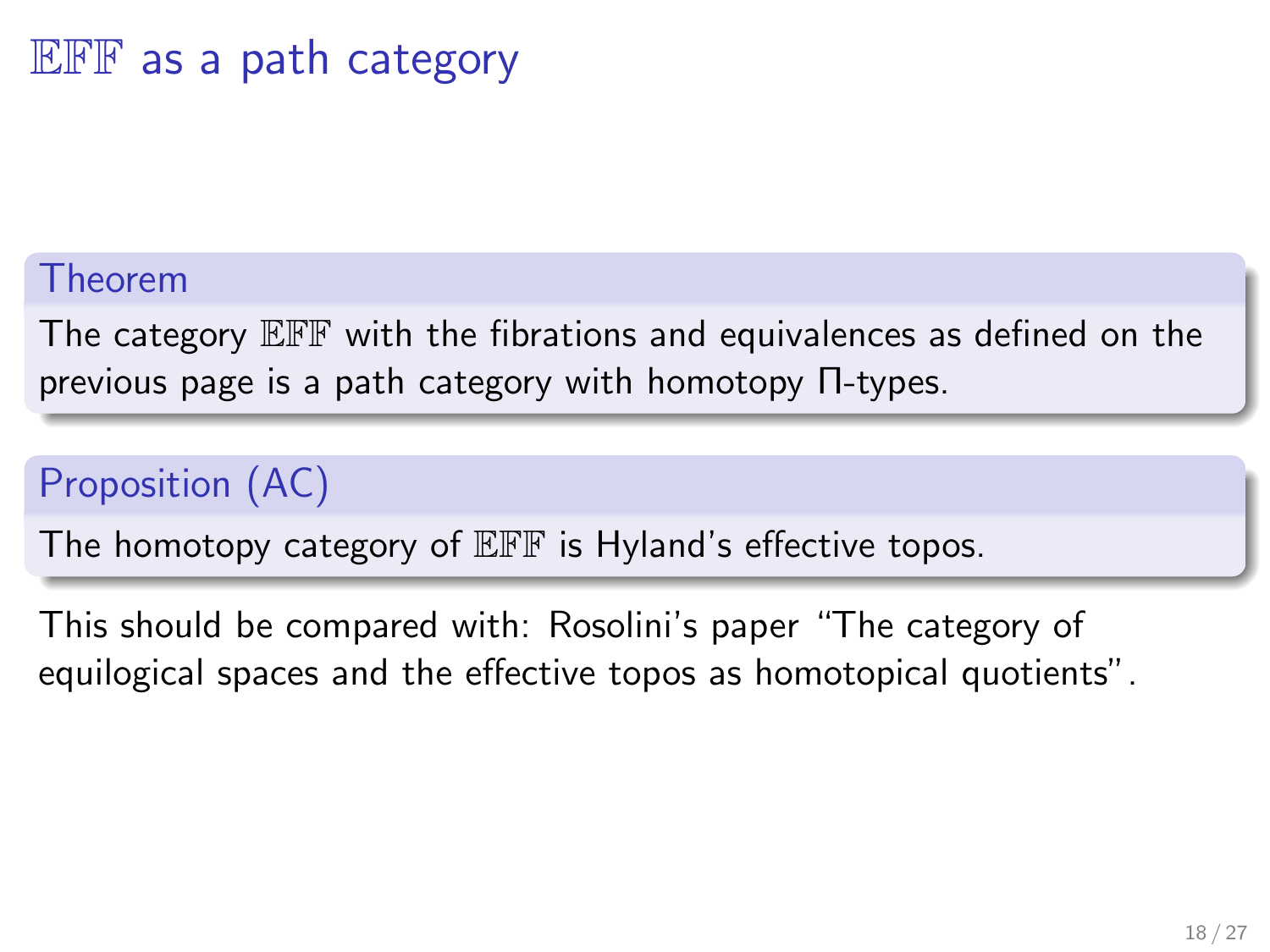# $\mathbb{EFF}$ as a path category

**Theorem**

The category $\mathbb{EFF}$ with the fibrations and equivalences as defined on the previous page is a path category with homotopy Π-types.

**Proposition (AC)**

The homotopy category of $\mathbb{EFF}$ is Hyland's effective topos.

This should be compared with: Rosolini's paper "The category of equilogical spaces and the effective topos as homotopical quotients".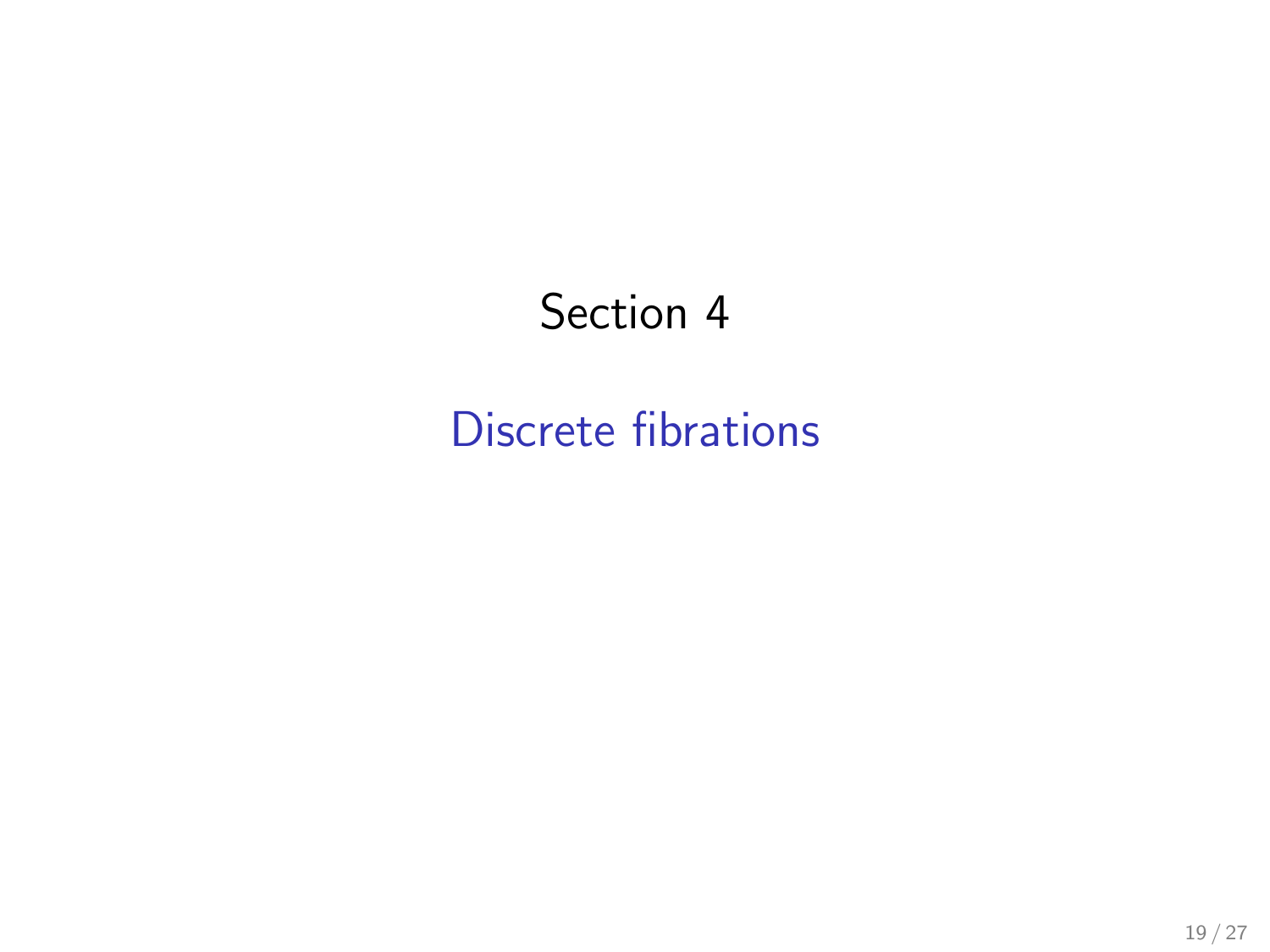# Section 4

## Discrete fibrations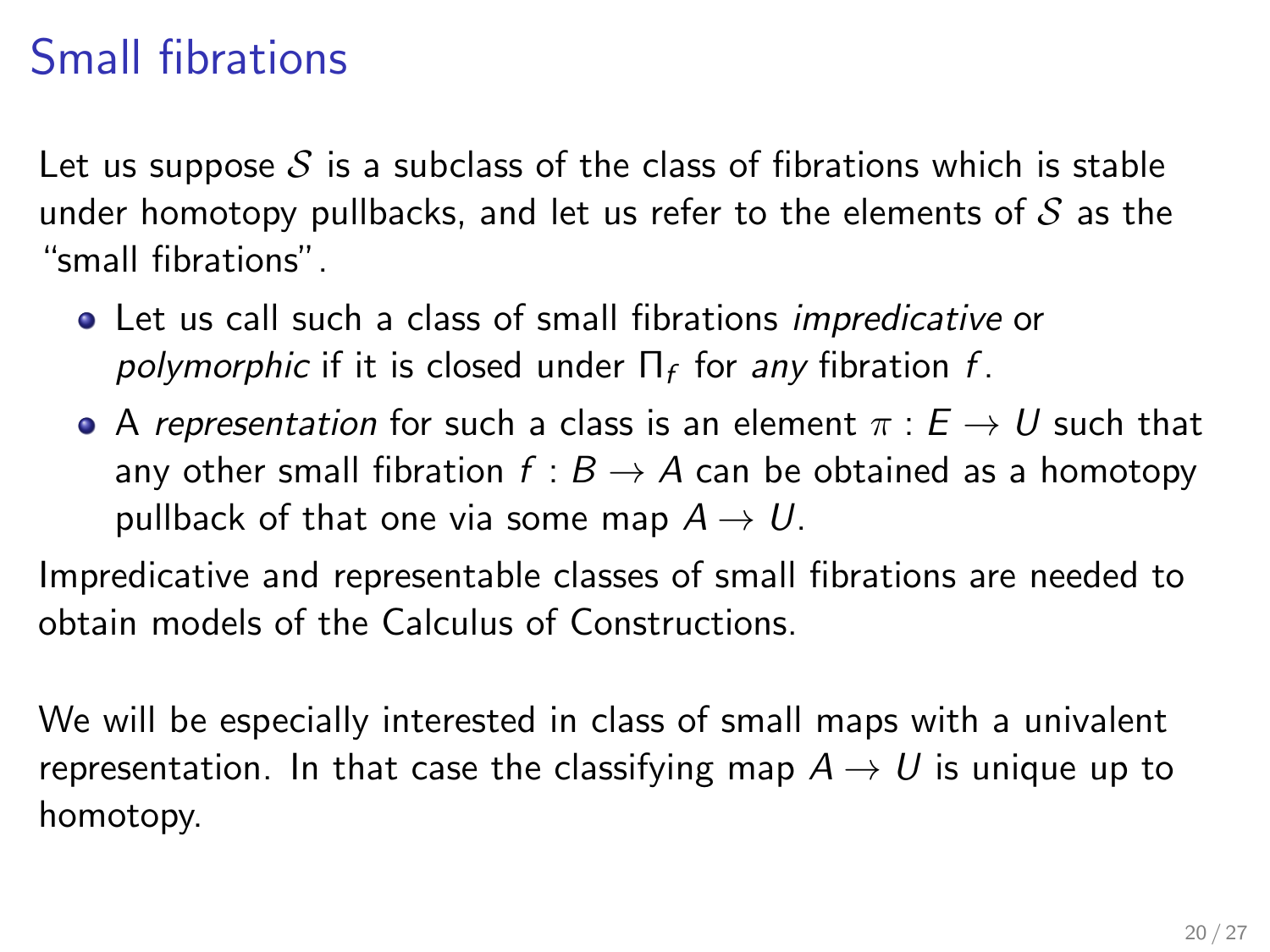# Small fibrations

Let us suppose $\mathcal{S}$ is a subclass of the class of fibrations which is stable under homotopy pullbacks, and let us refer to the elements of $\mathcal{S}$ as the "small fibrations".

- Let us call such a class of small fibrations *impredicative* or *polymorphic* if it is closed under $\Pi_f$ for *any* fibration $f$.
- A *representation* for such a class is an element $\pi : E \to U$ such that any other small fibration $f : B \to A$ can be obtained as a homotopy pullback of that one via some map $A \to U$.

Impredicative and representable classes of small fibrations are needed to obtain models of the Calculus of Constructions.

We will be especially interested in class of small maps with a univalent representation. In that case the classifying map $A \to U$ is unique up to homotopy.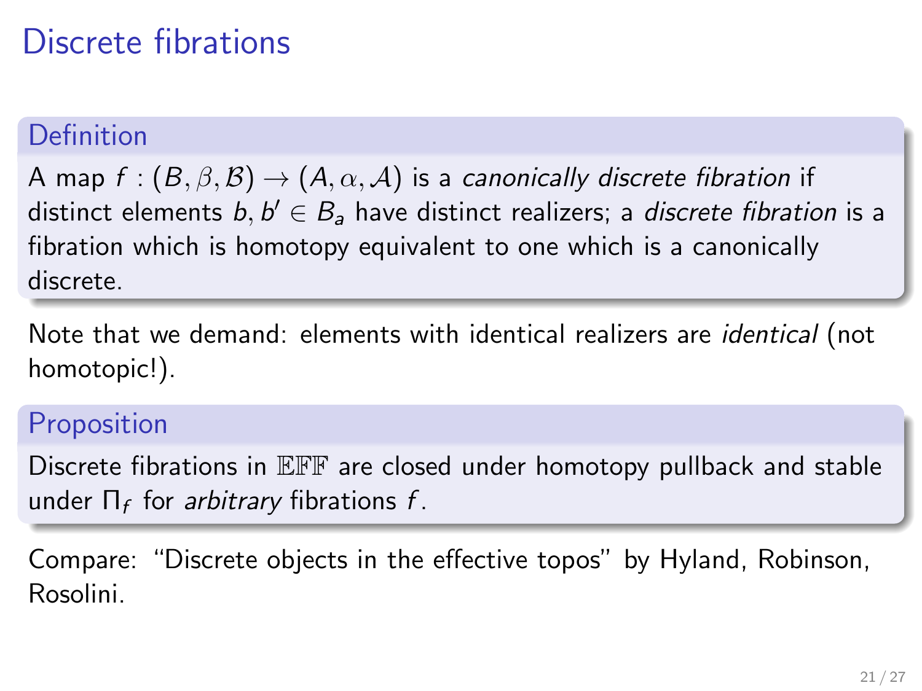# Discrete fibrations

**Definition**

A map $f : (B, \beta, \mathcal{B}) \to (A, \alpha, \mathcal{A})$ is a *canonically discrete fibration* if distinct elements $b, b' \in B_a$ have distinct realizers; a *discrete fibration* is a fibration which is homotopy equivalent to one which is a canonically discrete.

Note that we demand: elements with identical realizers are *identical* (not homotopic!).

**Proposition**

Discrete fibrations in $\mathbb{EFF}$ are closed under homotopy pullback and stable under $\Pi_f$ for *arbitrary* fibrations $f$.

Compare: "Discrete objects in the effective topos" by Hyland, Robinson, Rosolini.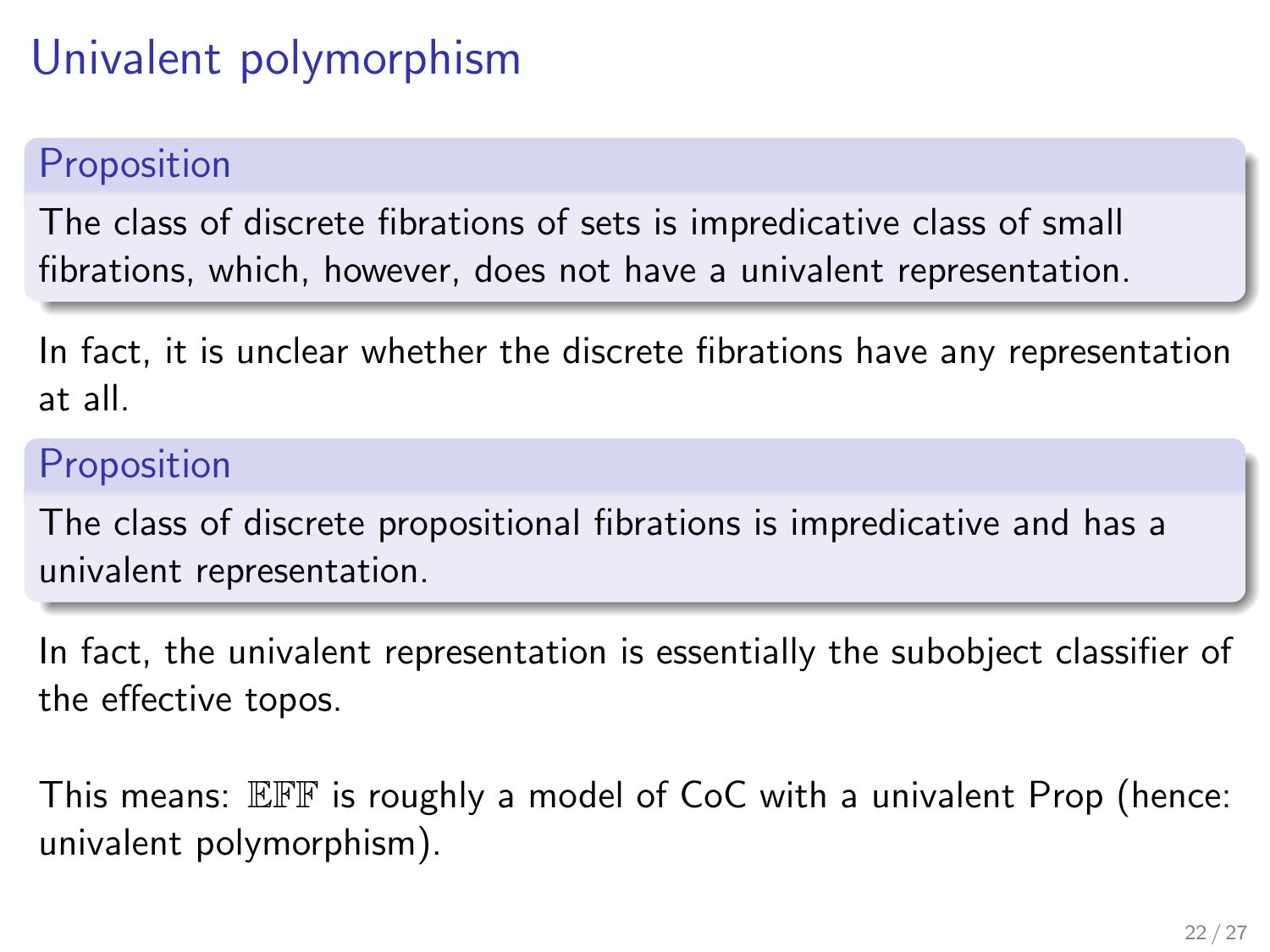# Univalent polymorphism

**Proposition**

The class of discrete fibrations of sets is impredicative class of small fibrations, which, however, does not have a univalent representation.

In fact, it is unclear whether the discrete fibrations have any representation at all.

**Proposition**

The class of discrete propositional fibrations is impredicative and has a univalent representation.

In fact, the univalent representation is essentially the subobject classifier of the effective topos.

This means: $\mathbb{EFF}$ is roughly a model of CoC with a univalent Prop (hence: univalent polymorphism).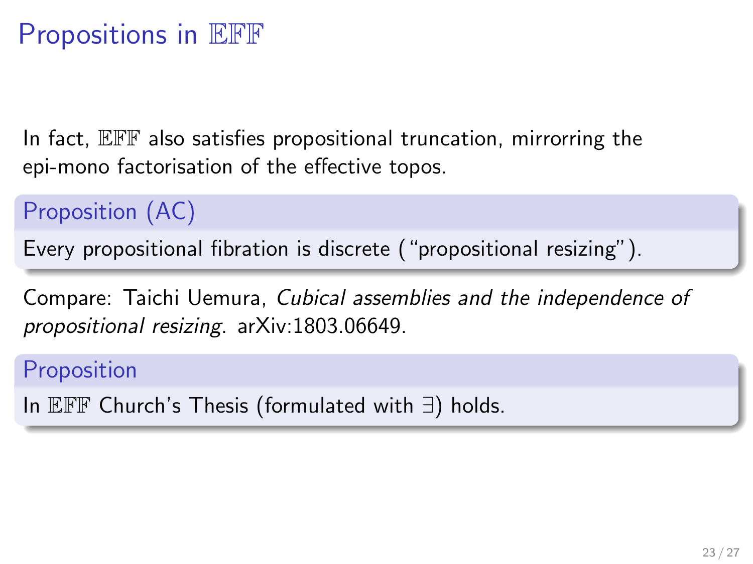# Propositions in $\mathbb{EFF}$

In fact, $\mathbb{EFF}$ also satisfies propositional truncation, mirroring the epi-mono factorisation of the effective topos.

**Proposition (AC)**

Every propositional fibration is discrete ("propositional resizing").

Compare: Taichi Uemura, *Cubical assemblies and the independence of propositional resizing*. arXiv:1803.06649.

**Proposition**

In $\mathbb{EFF}$ Church's Thesis (formulated with $\exists$) holds.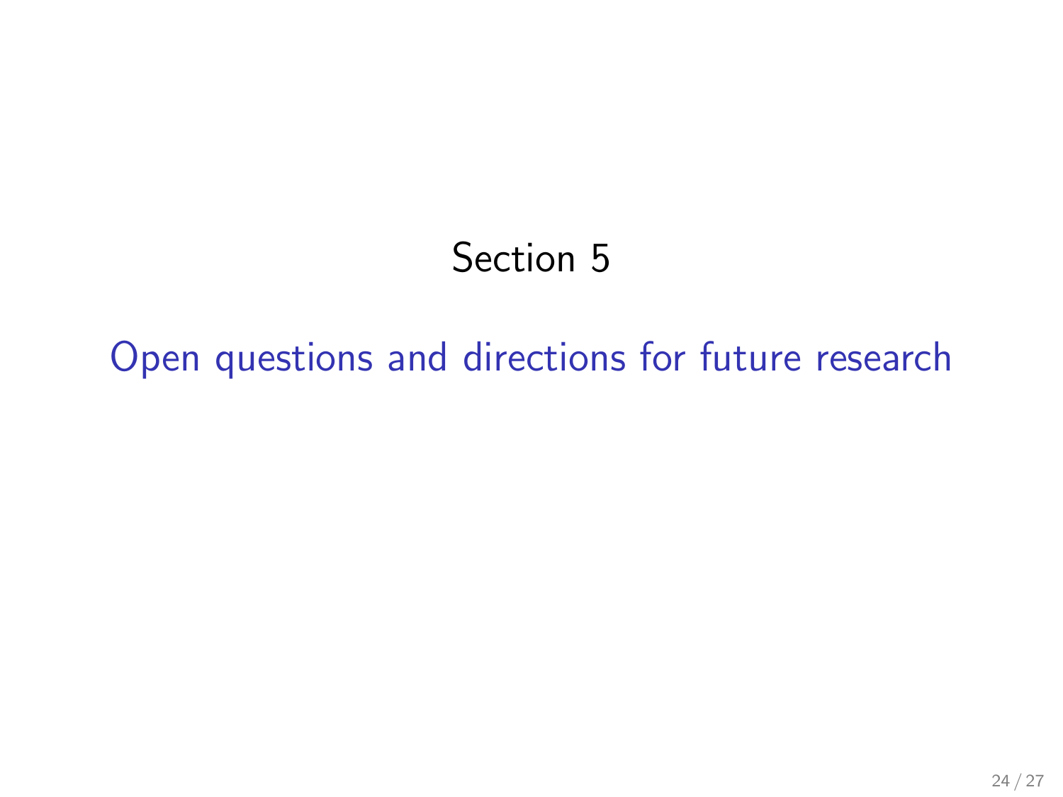# Section 5

## Open questions and directions for future research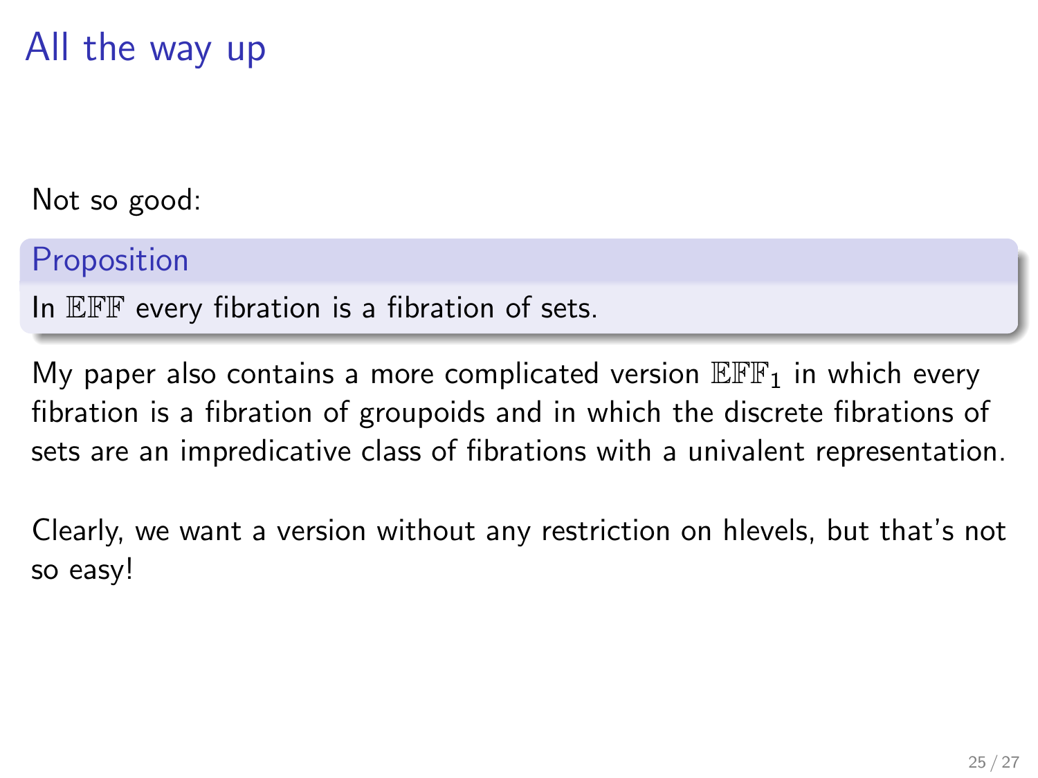# All the way up

Not so good:

**Proposition**

In $\mathbb{EFF}$ every fibration is a fibration of sets.

My paper also contains a more complicated version $\mathbb{EFF}_1$ in which every fibration is a fibration of groupoids and in which the discrete fibrations of sets are an impredicative class of fibrations with a univalent representation.

Clearly, we want a version without any restriction on hlevels, but that's not so easy!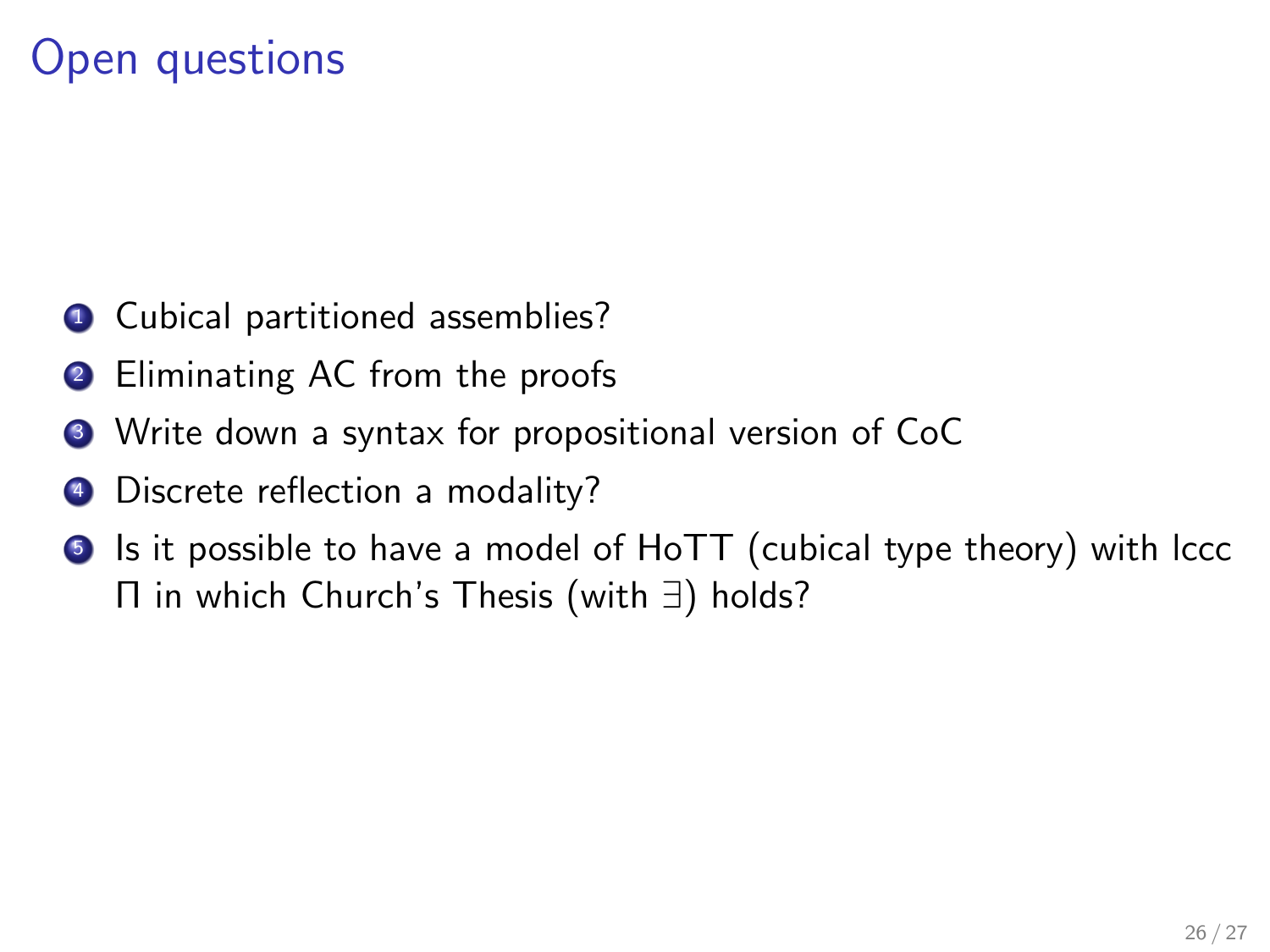# Open questions

1. Cubical partitioned assemblies?
2. Eliminating AC from the proofs
3. Write down a syntax for propositional version of CoC
4. Discrete reflection a modality?
5. Is it possible to have a model of HoTT (cubical type theory) with lccc $\Pi$ in which Church's Thesis (with $\exists$) holds?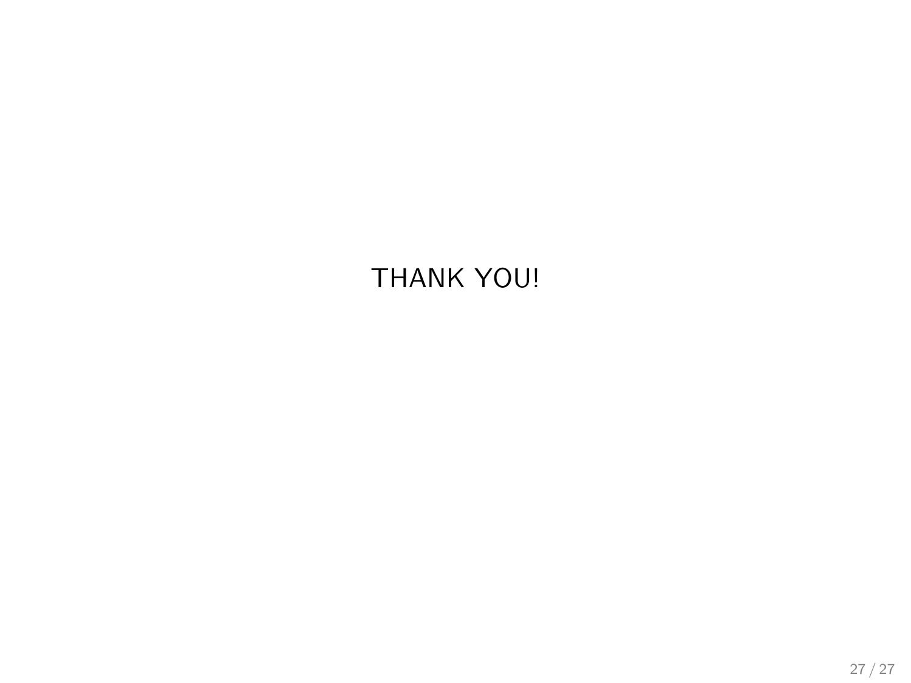THANK YOU!